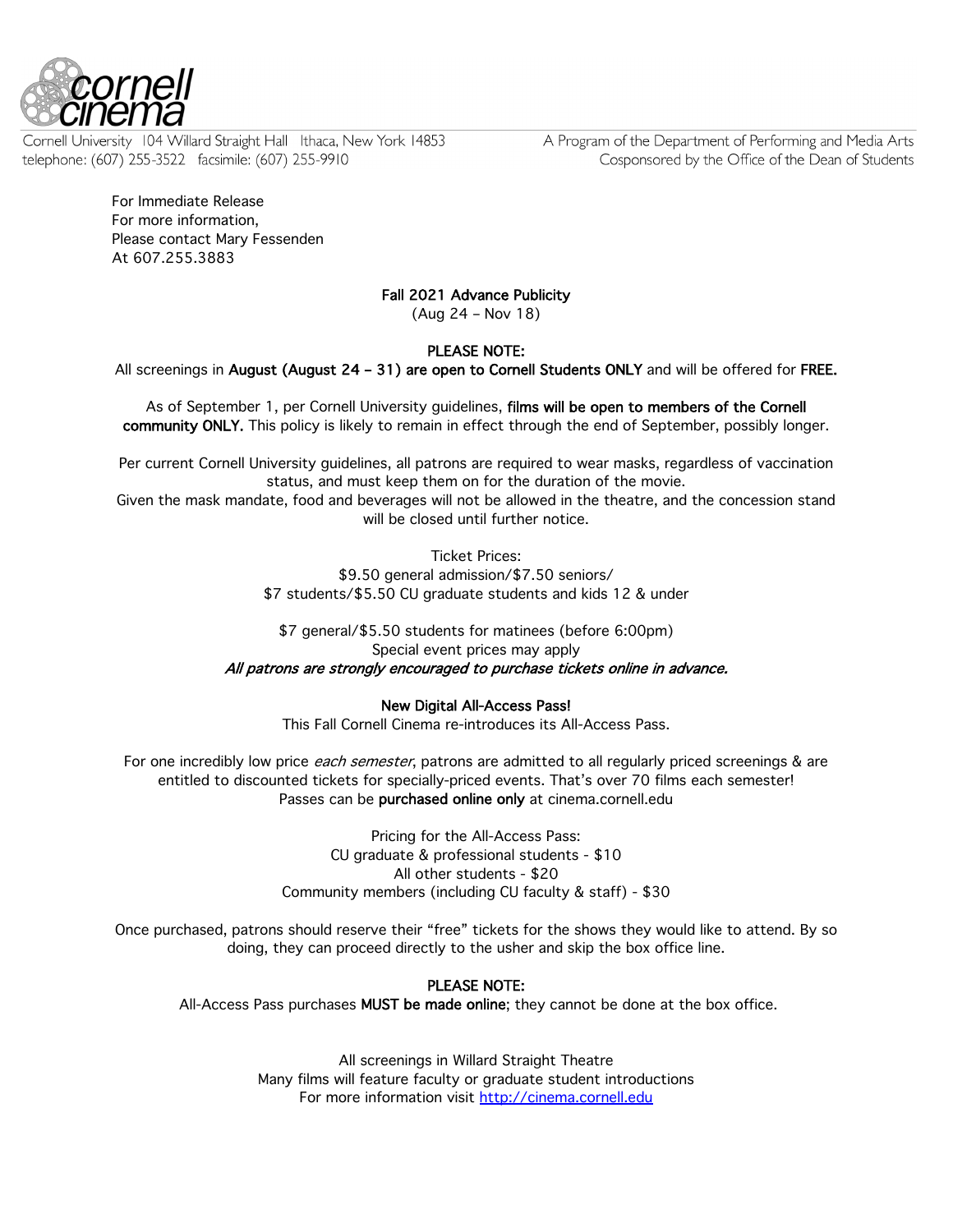cornell cinema

Cornell University 104 Willard Straight Hall Ithaca, New York 14853
telephone: (607) 255-3522 facsimile: (607) 255-9910

A Program of the Department of Performing and Media Arts
Cosponsored by the Office of the Dean of Students

For Immediate Release
For more information,
Please contact Mary Fessenden
At 607.255.3883

**Fall 2021 Advance Publicity**
(Aug 24 – Nov 18)

**PLEASE NOTE:**
All screenings in **August (August 24 – 31) are open to Cornell Students ONLY** and will be offered for **FREE.**

As of September 1, per Cornell University guidelines, **films will be open to members of the Cornell community ONLY.** This policy is likely to remain in effect through the end of September, possibly longer.

Per current Cornell University guidelines, all patrons are required to wear masks, regardless of vaccination status, and must keep them on for the duration of the movie.
Given the mask mandate, food and beverages will not be allowed in the theatre, and the concession stand will be closed until further notice.

Ticket Prices:
$9.50 general admission/$7.50 seniors/
$7 students/$5.50 CU graduate students and kids 12 & under

$7 general/$5.50 students for matinees (before 6:00pm)
Special event prices may apply
*All patrons are strongly encouraged to purchase tickets online in advance.*

**New Digital All-Access Pass!**
This Fall Cornell Cinema re-introduces its All-Access Pass.

For one incredibly low price *each semester*, patrons are admitted to all regularly priced screenings & are entitled to discounted tickets for specially-priced events. That's over 70 films each semester!
Passes can be **purchased online only** at cinema.cornell.edu

Pricing for the All-Access Pass:
CU graduate & professional students - $10
All other students - $20
Community members (including CU faculty & staff) - $30

Once purchased, patrons should reserve their "free" tickets for the shows they would like to attend. By so doing, they can proceed directly to the usher and skip the box office line.

**PLEASE NOTE:**
All-Access Pass purchases **MUST be made online**; they cannot be done at the box office.

All screenings in Willard Straight Theatre
Many films will feature faculty or graduate student introductions
For more information visit http://cinema.cornell.edu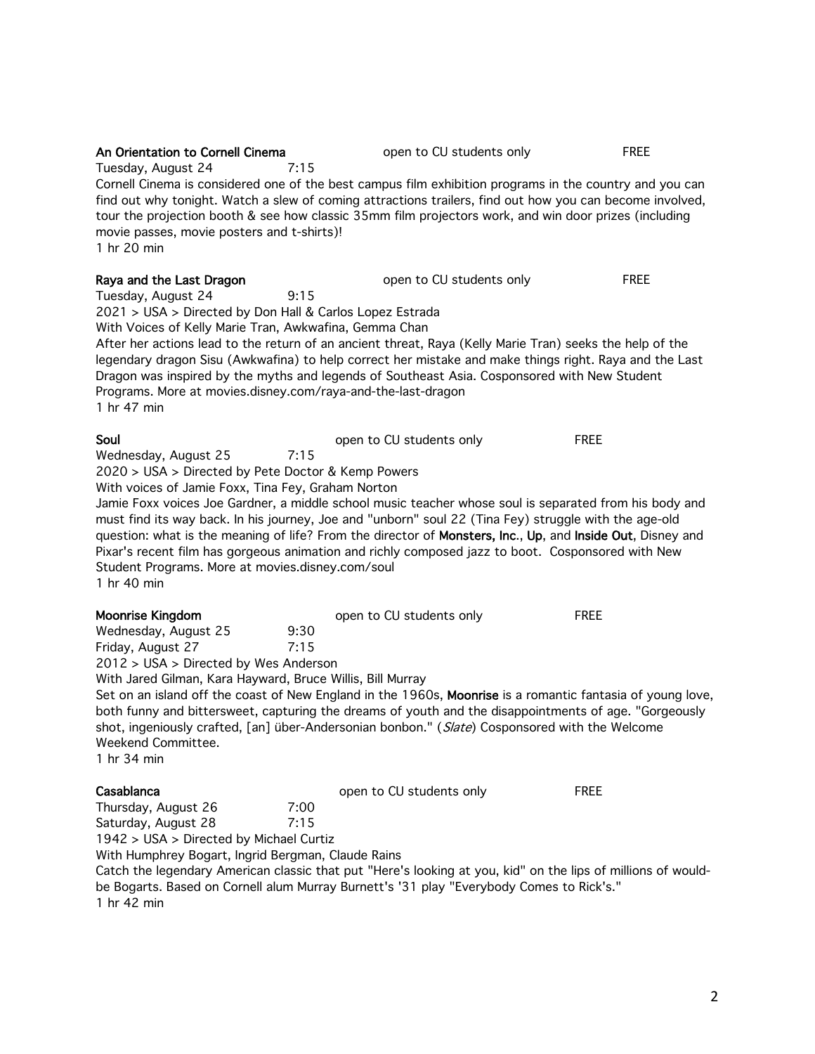**An Orientation to Cornell Cinema** open to CU students only FREE

Tuesday, August 24 7:15

Cornell Cinema is considered one of the best campus film exhibition programs in the country and you can find out why tonight. Watch a slew of coming attractions trailers, find out how you can become involved, tour the projection booth & see how classic 35mm film projectors work, and win door prizes (including movie passes, movie posters and t-shirts)!

1 hr 20 min

**Raya and the Last Dragon** open to CU students only FREE

Tuesday, August 24 9:15

2021 > USA > Directed by Don Hall & Carlos Lopez Estrada

With Voices of Kelly Marie Tran, Awkwafina, Gemma Chan

After her actions lead to the return of an ancient threat, Raya (Kelly Marie Tran) seeks the help of the legendary dragon Sisu (Awkwafina) to help correct her mistake and make things right. Raya and the Last Dragon was inspired by the myths and legends of Southeast Asia. Cosponsored with New Student Programs. More at movies.disney.com/raya-and-the-last-dragon

1 hr 47 min

**Soul** open to CU students only FREE

Wednesday, August 25 7:15

2020 > USA > Directed by Pete Doctor & Kemp Powers

With voices of Jamie Foxx, Tina Fey, Graham Norton

Jamie Foxx voices Joe Gardner, a middle school music teacher whose soul is separated from his body and must find its way back. In his journey, Joe and "unborn" soul 22 (Tina Fey) struggle with the age-old question: what is the meaning of life? From the director of **Monsters, Inc.**, **Up**, and **Inside Out**, Disney and Pixar's recent film has gorgeous animation and richly composed jazz to boot. Cosponsored with New Student Programs. More at movies.disney.com/soul

1 hr 40 min

**Moonrise Kingdom** open to CU students only FREE

Wednesday, August 25 9:30

Friday, August 27 7:15

2012 > USA > Directed by Wes Anderson

With Jared Gilman, Kara Hayward, Bruce Willis, Bill Murray

Set on an island off the coast of New England in the 1960s, **Moonrise** is a romantic fantasia of young love, both funny and bittersweet, capturing the dreams of youth and the disappointments of age. "Gorgeously shot, ingeniously crafted, [an] über-Andersonian bonbon." (*Slate*) Cosponsored with the Welcome Weekend Committee.

1 hr 34 min

**Casablanca** open to CU students only FREE

Thursday, August 26 7:00

Saturday, August 28 7:15

1942 > USA > Directed by Michael Curtiz

With Humphrey Bogart, Ingrid Bergman, Claude Rains

Catch the legendary American classic that put "Here's looking at you, kid" on the lips of millions of would-be Bogarts. Based on Cornell alum Murray Burnett's '31 play "Everybody Comes to Rick's."

1 hr 42 min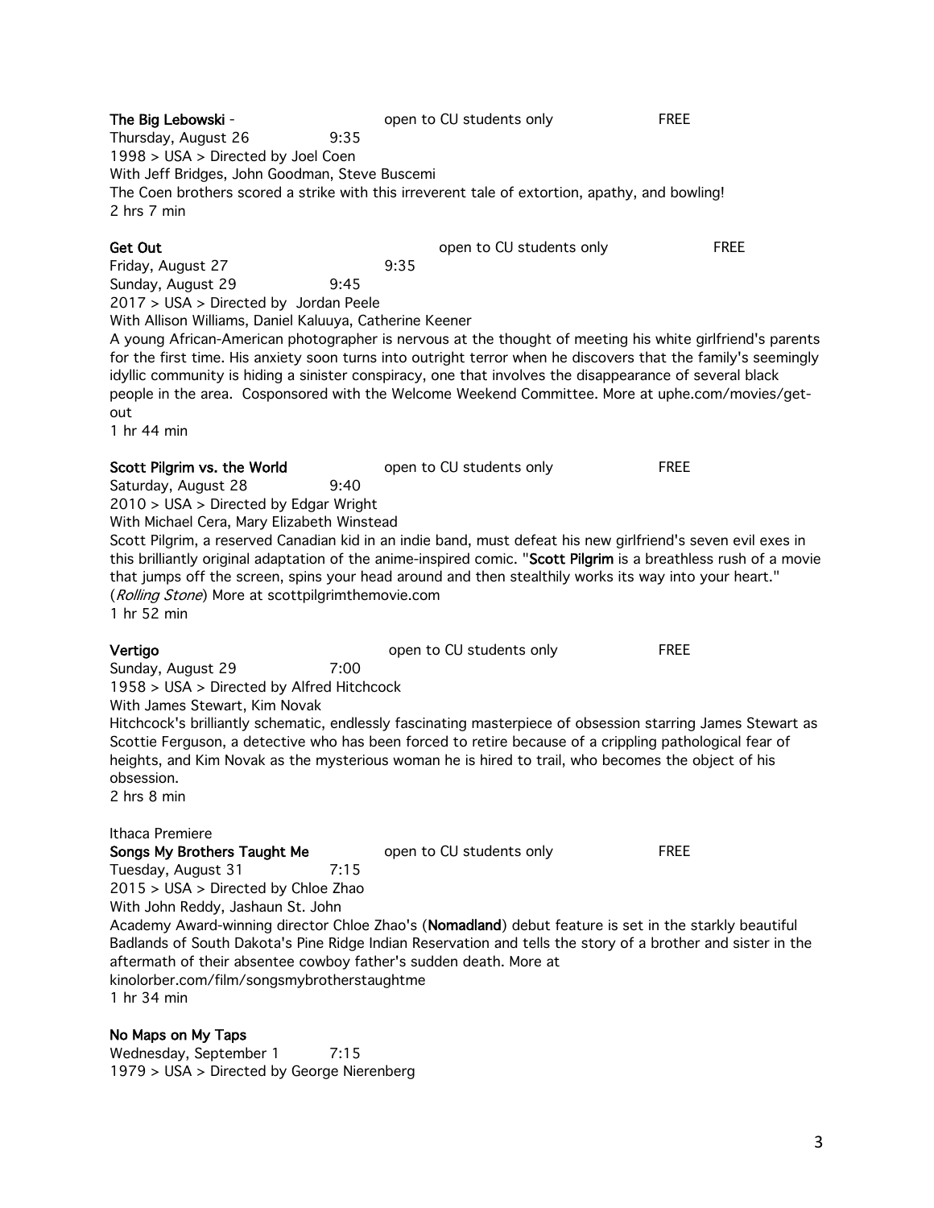**The Big Lebowski** - open to CU students only FREE
Thursday, August 26 9:35
1998 > USA > Directed by Joel Coen
With Jeff Bridges, John Goodman, Steve Buscemi
The Coen brothers scored a strike with this irreverent tale of extortion, apathy, and bowling!
2 hrs 7 min

**Get Out** open to CU students only FREE
Friday, August 27 9:35
Sunday, August 29 9:45
2017 > USA > Directed by Jordan Peele
With Allison Williams, Daniel Kaluuya, Catherine Keener
A young African-American photographer is nervous at the thought of meeting his white girlfriend's parents for the first time. His anxiety soon turns into outright terror when he discovers that the family's seemingly idyllic community is hiding a sinister conspiracy, one that involves the disappearance of several black people in the area. Cosponsored with the Welcome Weekend Committee. More at uphe.com/movies/get-out
1 hr 44 min

**Scott Pilgrim vs. the World** open to CU students only FREE
Saturday, August 28 9:40
2010 > USA > Directed by Edgar Wright
With Michael Cera, Mary Elizabeth Winstead
Scott Pilgrim, a reserved Canadian kid in an indie band, must defeat his new girlfriend's seven evil exes in this brilliantly original adaptation of the anime-inspired comic. "**Scott Pilgrim** is a breathless rush of a movie that jumps off the screen, spins your head around and then stealthily works its way into your heart." (*Rolling Stone*) More at scottpilgrimthemovie.com
1 hr 52 min

**Vertigo** open to CU students only FREE
Sunday, August 29 7:00
1958 > USA > Directed by Alfred Hitchcock
With James Stewart, Kim Novak
Hitchcock's brilliantly schematic, endlessly fascinating masterpiece of obsession starring James Stewart as Scottie Ferguson, a detective who has been forced to retire because of a crippling pathological fear of heights, and Kim Novak as the mysterious woman he is hired to trail, who becomes the object of his obsession.
2 hrs 8 min

Ithaca Premiere
**Songs My Brothers Taught Me** open to CU students only FREE
Tuesday, August 31 7:15
2015 > USA > Directed by Chloe Zhao
With John Reddy, Jashaun St. John
Academy Award-winning director Chloe Zhao's (**Nomadland**) debut feature is set in the starkly beautiful Badlands of South Dakota's Pine Ridge Indian Reservation and tells the story of a brother and sister in the aftermath of their absentee cowboy father's sudden death. More at kinolorber.com/film/songsmybrotherstaughtme
1 hr 34 min

**No Maps on My Taps**
Wednesday, September 1 7:15
1979 > USA > Directed by George Nierenberg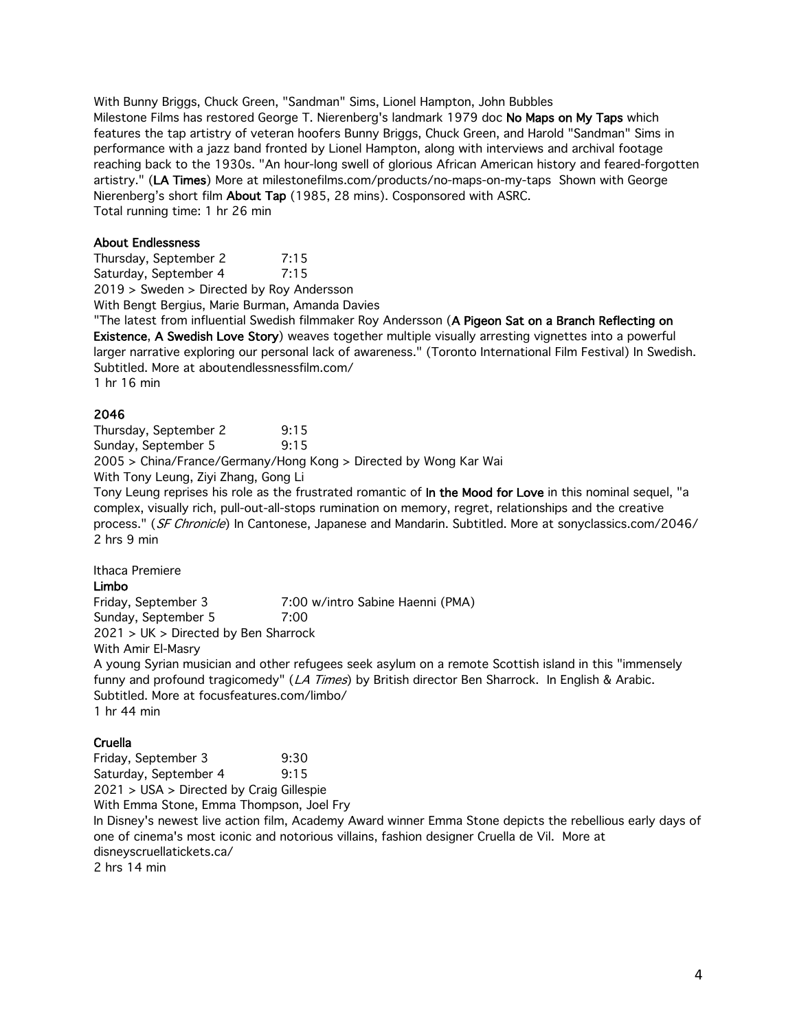With Bunny Briggs, Chuck Green, "Sandman" Sims, Lionel Hampton, John Bubbles
Milestone Films has restored George T. Nierenberg's landmark 1979 doc **No Maps on My Taps** which features the tap artistry of veteran hoofers Bunny Briggs, Chuck Green, and Harold "Sandman" Sims in performance with a jazz band fronted by Lionel Hampton, along with interviews and archival footage reaching back to the 1930s. "An hour-long swell of glorious African American history and feared-forgotten artistry." (**LA Times**) More at milestonefilms.com/products/no-maps-on-my-taps Shown with George Nierenberg's short film **About Tap** (1985, 28 mins). Cosponsored with ASRC.
Total running time: 1 hr 26 min

**About Endlessness**
Thursday, September 2 7:15
Saturday, September 4 7:15
2019 > Sweden > Directed by Roy Andersson
With Bengt Bergius, Marie Burman, Amanda Davies
"The latest from influential Swedish filmmaker Roy Andersson (**A Pigeon Sat on a Branch Reflecting on Existence**, **A Swedish Love Story**) weaves together multiple visually arresting vignettes into a powerful larger narrative exploring our personal lack of awareness." (Toronto International Film Festival) In Swedish. Subtitled. More at aboutendlessnessfilm.com/
1 hr 16 min

**2046**
Thursday, September 2 9:15
Sunday, September 5 9:15
2005 > China/France/Germany/Hong Kong > Directed by Wong Kar Wai
With Tony Leung, Ziyi Zhang, Gong Li
Tony Leung reprises his role as the frustrated romantic of **In the Mood for Love** in this nominal sequel, "a complex, visually rich, pull-out-all-stops rumination on memory, regret, relationships and the creative process." (*SF Chronicle*) In Cantonese, Japanese and Mandarin. Subtitled. More at sonyclassics.com/2046/
2 hrs 9 min

Ithaca Premiere
**Limbo**
Friday, September 3 7:00 w/intro Sabine Haenni (PMA)
Sunday, September 5 7:00
2021 > UK > Directed by Ben Sharrock
With Amir El-Masry
A young Syrian musician and other refugees seek asylum on a remote Scottish island in this "immensely funny and profound tragicomedy" (*LA Times*) by British director Ben Sharrock. In English & Arabic. Subtitled. More at focusfeatures.com/limbo/
1 hr 44 min

**Cruella**
Friday, September 3 9:30
Saturday, September 4 9:15
2021 > USA > Directed by Craig Gillespie
With Emma Stone, Emma Thompson, Joel Fry
In Disney's newest live action film, Academy Award winner Emma Stone depicts the rebellious early days of one of cinema's most iconic and notorious villains, fashion designer Cruella de Vil. More at disneyscruellatickets.ca/
2 hrs 14 min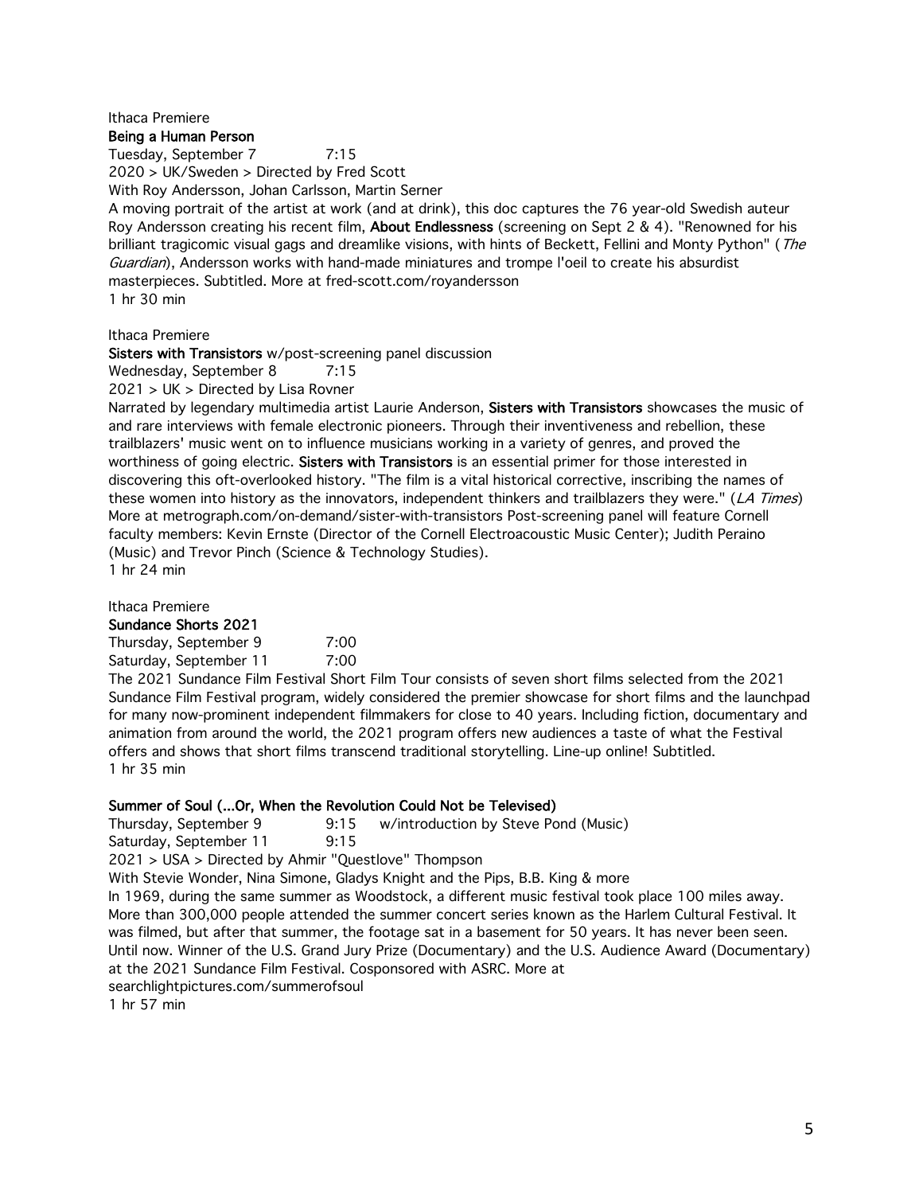Ithaca Premiere

**Being a Human Person**

Tuesday, September 7 7:15

2020 > UK/Sweden > Directed by Fred Scott

With Roy Andersson, Johan Carlsson, Martin Serner

A moving portrait of the artist at work (and at drink), this doc captures the 76 year-old Swedish auteur Roy Andersson creating his recent film, **About Endlessness** (screening on Sept 2 & 4). "Renowned for his brilliant tragicomic visual gags and dreamlike visions, with hints of Beckett, Fellini and Monty Python" (*The Guardian*), Andersson works with hand-made miniatures and trompe l'oeil to create his absurdist masterpieces. Subtitled. More at fred-scott.com/royandersson

1 hr 30 min

Ithaca Premiere

**Sisters with Transistors** w/post-screening panel discussion

Wednesday, September 8 7:15

2021 > UK > Directed by Lisa Rovner

Narrated by legendary multimedia artist Laurie Anderson, **Sisters with Transistors** showcases the music of and rare interviews with female electronic pioneers. Through their inventiveness and rebellion, these trailblazers' music went on to influence musicians working in a variety of genres, and proved the worthiness of going electric. **Sisters with Transistors** is an essential primer for those interested in discovering this oft-overlooked history. "The film is a vital historical corrective, inscribing the names of these women into history as the innovators, independent thinkers and trailblazers they were." (*LA Times*) More at metrograph.com/on-demand/sister-with-transistors Post-screening panel will feature Cornell faculty members: Kevin Ernste (Director of the Cornell Electroacoustic Music Center); Judith Peraino (Music) and Trevor Pinch (Science & Technology Studies).

1 hr 24 min

Ithaca Premiere

**Sundance Shorts 2021**

Thursday, September 9 7:00

Saturday, September 11 7:00

The 2021 Sundance Film Festival Short Film Tour consists of seven short films selected from the 2021 Sundance Film Festival program, widely considered the premier showcase for short films and the launchpad for many now-prominent independent filmmakers for close to 40 years. Including fiction, documentary and animation from around the world, the 2021 program offers new audiences a taste of what the Festival offers and shows that short films transcend traditional storytelling. Line-up online! Subtitled.

1 hr 35 min

**Summer of Soul (...Or, When the Revolution Could Not be Televised)**

Thursday, September 9 9:15 w/introduction by Steve Pond (Music)

Saturday, September 11 9:15

2021 > USA > Directed by Ahmir "Questlove" Thompson

With Stevie Wonder, Nina Simone, Gladys Knight and the Pips, B.B. King & more

In 1969, during the same summer as Woodstock, a different music festival took place 100 miles away. More than 300,000 people attended the summer concert series known as the Harlem Cultural Festival. It was filmed, but after that summer, the footage sat in a basement for 50 years. It has never been seen. Until now. Winner of the U.S. Grand Jury Prize (Documentary) and the U.S. Audience Award (Documentary) at the 2021 Sundance Film Festival. Cosponsored with ASRC. More at searchlightpictures.com/summerofsoul

1 hr 57 min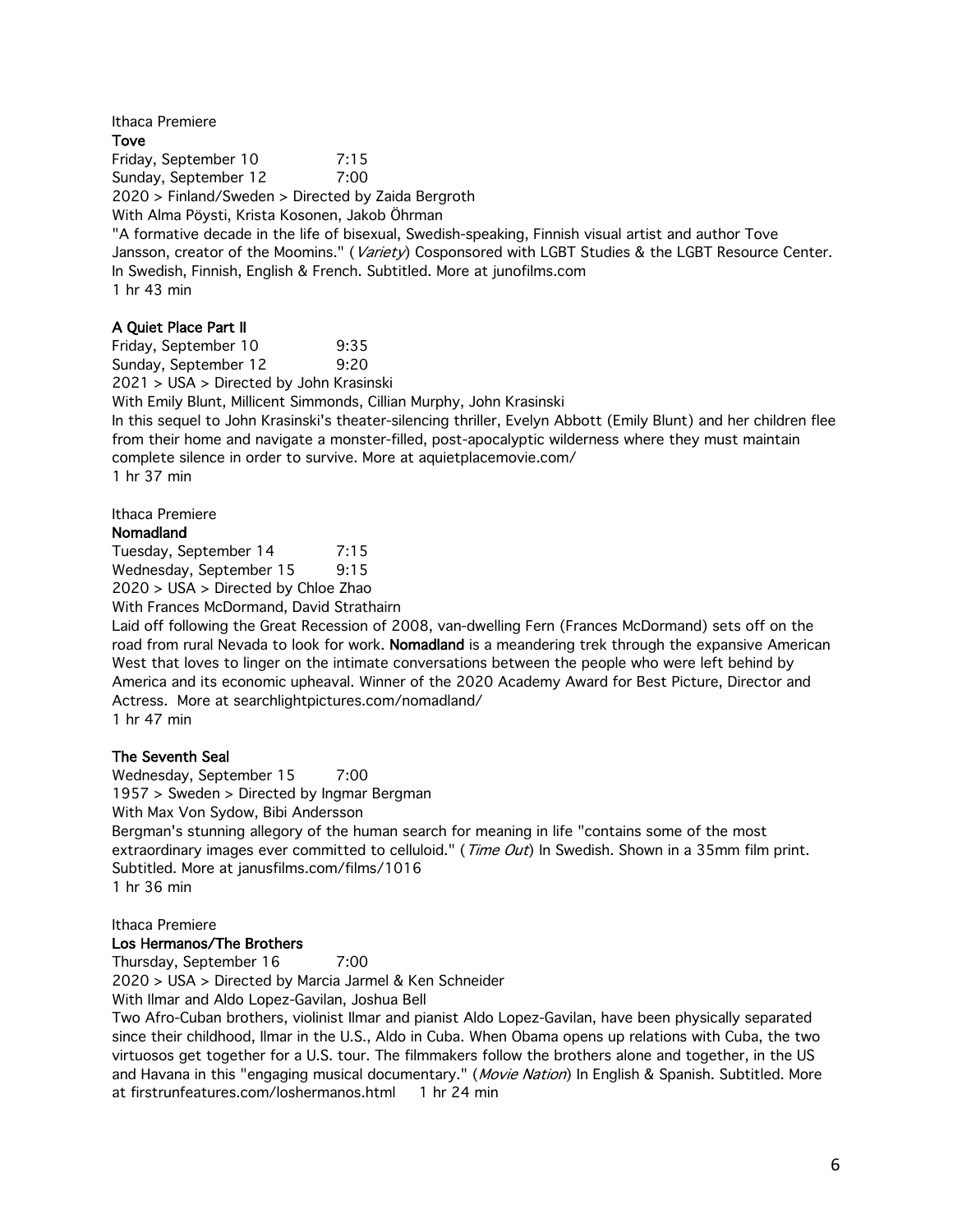Ithaca Premiere

**Tove**

Friday, September 10 7:15

Sunday, September 12 7:00

2020 > Finland/Sweden > Directed by Zaida Bergroth

With Alma Pöysti, Krista Kosonen, Jakob Öhrman

"A formative decade in the life of bisexual, Swedish-speaking, Finnish visual artist and author Tove Jansson, creator of the Moomins." (*Variety*) Cosponsored with LGBT Studies & the LGBT Resource Center. In Swedish, Finnish, English & French. Subtitled. More at junofilms.com

1 hr 43 min

**A Quiet Place Part II**

Friday, September 10 9:35

Sunday, September 12 9:20

2021 > USA > Directed by John Krasinski

With Emily Blunt, Millicent Simmonds, Cillian Murphy, John Krasinski

In this sequel to John Krasinski's theater-silencing thriller, Evelyn Abbott (Emily Blunt) and her children flee from their home and navigate a monster-filled, post-apocalyptic wilderness where they must maintain complete silence in order to survive. More at aquietplacemovie.com/

1 hr 37 min

Ithaca Premiere

**Nomadland**

Tuesday, September 14 7:15

Wednesday, September 15 9:15

2020 > USA > Directed by Chloe Zhao

With Frances McDormand, David Strathairn

Laid off following the Great Recession of 2008, van-dwelling Fern (Frances McDormand) sets off on the road from rural Nevada to look for work. **Nomadland** is a meandering trek through the expansive American West that loves to linger on the intimate conversations between the people who were left behind by America and its economic upheaval. Winner of the 2020 Academy Award for Best Picture, Director and Actress. More at searchlightpictures.com/nomadland/

1 hr 47 min

**The Seventh Seal**

Wednesday, September 15 7:00

1957 > Sweden > Directed by Ingmar Bergman

With Max Von Sydow, Bibi Andersson

Bergman's stunning allegory of the human search for meaning in life "contains some of the most extraordinary images ever committed to celluloid." (*Time Out*) In Swedish. Shown in a 35mm film print. Subtitled. More at janusfilms.com/films/1016

1 hr 36 min

Ithaca Premiere

**Los Hermanos/The Brothers**

Thursday, September 16 7:00

2020 > USA > Directed by Marcia Jarmel & Ken Schneider

With Ilmar and Aldo Lopez-Gavilan, Joshua Bell

Two Afro-Cuban brothers, violinist Ilmar and pianist Aldo Lopez-Gavilan, have been physically separated since their childhood, Ilmar in the U.S., Aldo in Cuba. When Obama opens up relations with Cuba, the two virtuosos get together for a U.S. tour. The filmmakers follow the brothers alone and together, in the US and Havana in this "engaging musical documentary." (*Movie Nation*) In English & Spanish. Subtitled. More at firstrunfeatures.com/loshermanos.html 1 hr 24 min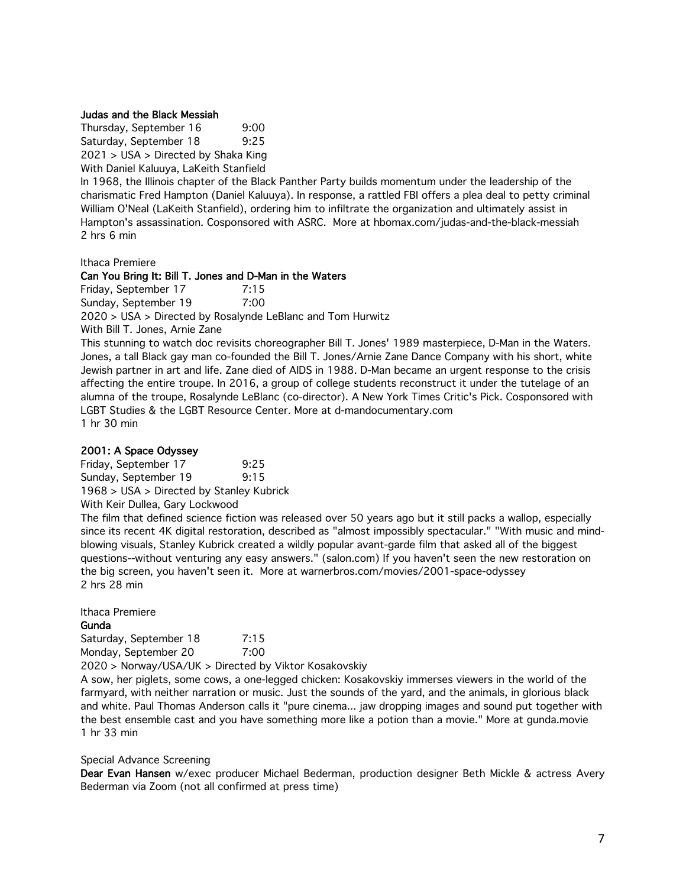### Judas and the Black Messiah

Thursday, September 16 9:00
Saturday, September 18 9:25
2021 > USA > Directed by Shaka King
With Daniel Kaluuya, LaKeith Stanfield

In 1968, the Illinois chapter of the Black Panther Party builds momentum under the leadership of the charismatic Fred Hampton (Daniel Kaluuya). In response, a rattled FBI offers a plea deal to petty criminal William O'Neal (LaKeith Stanfield), ordering him to infiltrate the organization and ultimately assist in Hampton's assassination. Cosponsored with ASRC. More at hbomax.com/judas-and-the-black-messiah
2 hrs 6 min

Ithaca Premiere

### Can You Bring It: Bill T. Jones and D-Man in the Waters

Friday, September 17 7:15
Sunday, September 19 7:00
2020 > USA > Directed by Rosalynde LeBlanc and Tom Hurwitz
With Bill T. Jones, Arnie Zane

This stunning to watch doc revisits choreographer Bill T. Jones' 1989 masterpiece, D-Man in the Waters. Jones, a tall Black gay man co-founded the Bill T. Jones/Arnie Zane Dance Company with his short, white Jewish partner in art and life. Zane died of AIDS in 1988. D-Man became an urgent response to the crisis affecting the entire troupe. In 2016, a group of college students reconstruct it under the tutelage of an alumna of the troupe, Rosalynde LeBlanc (co-director). A New York Times Critic's Pick. Cosponsored with LGBT Studies & the LGBT Resource Center. More at d-mandocumentary.com
1 hr 30 min

### 2001: A Space Odyssey

Friday, September 17 9:25
Sunday, September 19 9:15
1968 > USA > Directed by Stanley Kubrick
With Keir Dullea, Gary Lockwood

The film that defined science fiction was released over 50 years ago but it still packs a wallop, especially since its recent 4K digital restoration, described as "almost impossibly spectacular." "With music and mind-blowing visuals, Stanley Kubrick created a wildly popular avant-garde film that asked all of the biggest questions--without venturing any easy answers." (salon.com) If you haven't seen the new restoration on the big screen, you haven't seen it. More at warnerbros.com/movies/2001-space-odyssey
2 hrs 28 min

Ithaca Premiere

### Gunda

Saturday, September 18 7:15
Monday, September 20 7:00
2020 > Norway/USA/UK > Directed by Viktor Kosakovskiy

A sow, her piglets, some cows, a one-legged chicken: Kosakovskiy immerses viewers in the world of the farmyard, with neither narration or music. Just the sounds of the yard, and the animals, in glorious black and white. Paul Thomas Anderson calls it "pure cinema... jaw dropping images and sound put together with the best ensemble cast and you have something more like a potion than a movie." More at gunda.movie
1 hr 33 min

Special Advance Screening

**Dear Evan Hansen** w/exec producer Michael Bederman, production designer Beth Mickle & actress Avery Bederman via Zoom (not all confirmed at press time)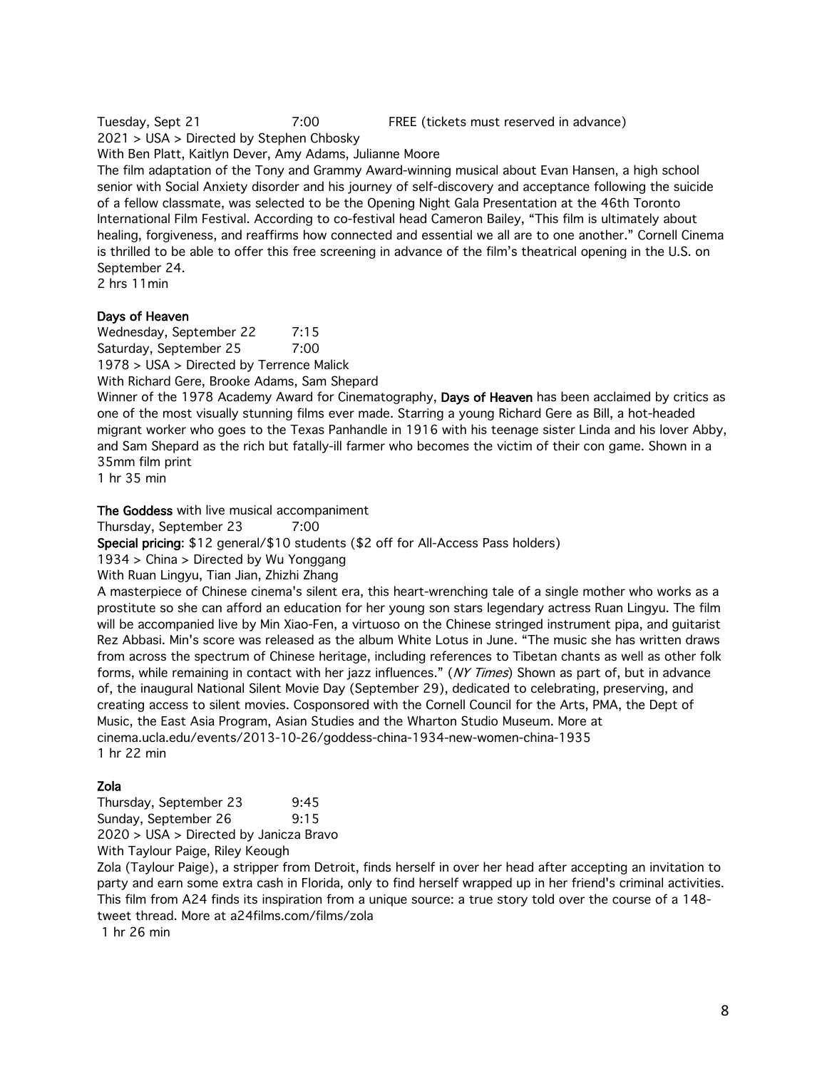Tuesday, Sept 21 7:00 FREE (tickets must reserved in advance)

2021 > USA > Directed by Stephen Chbosky

With Ben Platt, Kaitlyn Dever, Amy Adams, Julianne Moore

The film adaptation of the Tony and Grammy Award-winning musical about Evan Hansen, a high school senior with Social Anxiety disorder and his journey of self-discovery and acceptance following the suicide of a fellow classmate, was selected to be the Opening Night Gala Presentation at the 46th Toronto International Film Festival. According to co-festival head Cameron Bailey, "This film is ultimately about healing, forgiveness, and reaffirms how connected and essential we all are to one another." Cornell Cinema is thrilled to be able to offer this free screening in advance of the film's theatrical opening in the U.S. on September 24.

2 hrs 11min

**Days of Heaven**

Wednesday, September 22 7:15
Saturday, September 25 7:00

1978 > USA > Directed by Terrence Malick

With Richard Gere, Brooke Adams, Sam Shepard

Winner of the 1978 Academy Award for Cinematography, **Days of Heaven** has been acclaimed by critics as one of the most visually stunning films ever made. Starring a young Richard Gere as Bill, a hot-headed migrant worker who goes to the Texas Panhandle in 1916 with his teenage sister Linda and his lover Abby, and Sam Shepard as the rich but fatally-ill farmer who becomes the victim of their con game. Shown in a 35mm film print

1 hr 35 min

**The Goddess** with live musical accompaniment

Thursday, September 23 7:00

**Special pricing**: $12 general/$10 students ($2 off for All-Access Pass holders)

1934 > China > Directed by Wu Yonggang

With Ruan Lingyu, Tian Jian, Zhizhi Zhang

A masterpiece of Chinese cinema's silent era, this heart-wrenching tale of a single mother who works as a prostitute so she can afford an education for her young son stars legendary actress Ruan Lingyu. The film will be accompanied live by Min Xiao-Fen, a virtuoso on the Chinese stringed instrument pipa, and guitarist Rez Abbasi. Min's score was released as the album White Lotus in June. "The music she has written draws from across the spectrum of Chinese heritage, including references to Tibetan chants as well as other folk forms, while remaining in contact with her jazz influences." (*NY Times*) Shown as part of, but in advance of, the inaugural National Silent Movie Day (September 29), dedicated to celebrating, preserving, and creating access to silent movies. Cosponsored with the Cornell Council for the Arts, PMA, the Dept of Music, the East Asia Program, Asian Studies and the Wharton Studio Museum. More at cinema.ucla.edu/events/2013-10-26/goddess-china-1934-new-women-china-1935

1 hr 22 min

**Zola**

Thursday, September 23 9:45
Sunday, September 26 9:15

2020 > USA > Directed by Janicza Bravo

With Taylour Paige, Riley Keough

Zola (Taylour Paige), a stripper from Detroit, finds herself in over her head after accepting an invitation to party and earn some extra cash in Florida, only to find herself wrapped up in her friend's criminal activities. This film from A24 finds its inspiration from a unique source: a true story told over the course of a 148-tweet thread. More at a24films.com/films/zola

1 hr 26 min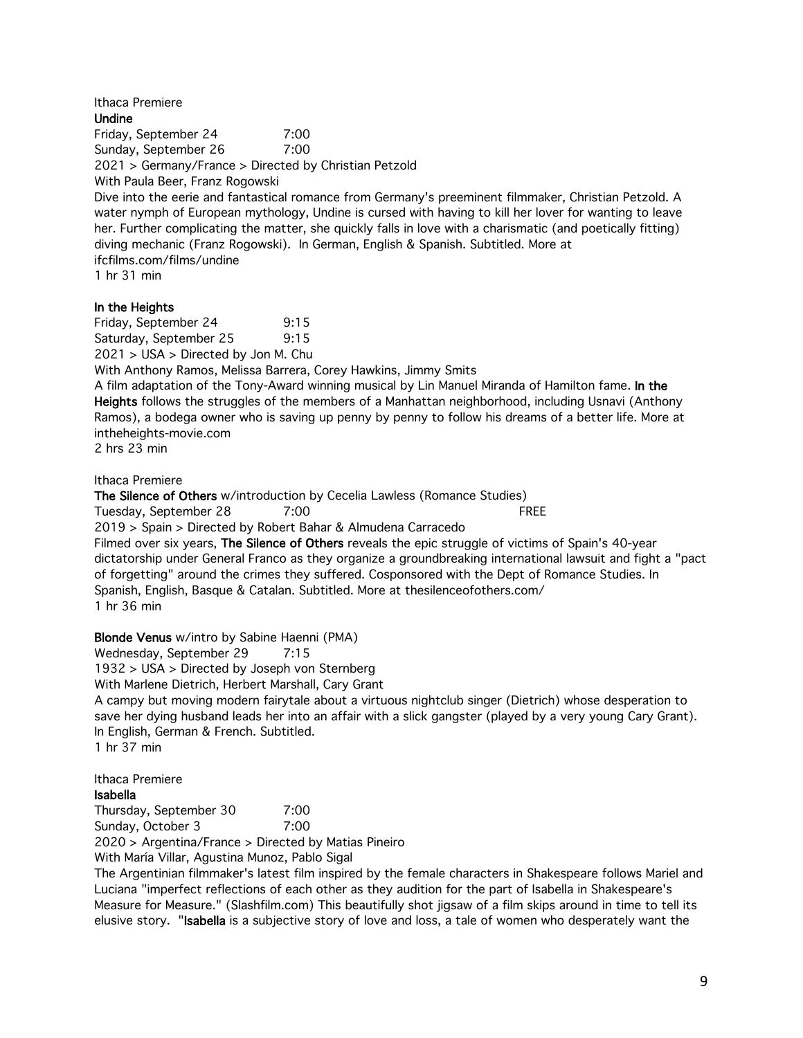Ithaca Premiere

**Undine**

Friday, September 24 7:00
Sunday, September 26 7:00
2021 > Germany/France > Directed by Christian Petzold
With Paula Beer, Franz Rogowski
Dive into the eerie and fantastical romance from Germany's preeminent filmmaker, Christian Petzold. A water nymph of European mythology, Undine is cursed with having to kill her lover for wanting to leave her. Further complicating the matter, she quickly falls in love with a charismatic (and poetically fitting) diving mechanic (Franz Rogowski). In German, English & Spanish. Subtitled. More at ifcfilms.com/films/undine
1 hr 31 min

**In the Heights**

Friday, September 24 9:15
Saturday, September 25 9:15
2021 > USA > Directed by Jon M. Chu
With Anthony Ramos, Melissa Barrera, Corey Hawkins, Jimmy Smits
A film adaptation of the Tony-Award winning musical by Lin Manuel Miranda of Hamilton fame. **In the Heights** follows the struggles of the members of a Manhattan neighborhood, including Usnavi (Anthony Ramos), a bodega owner who is saving up penny by penny to follow his dreams of a better life. More at intheheights-movie.com
2 hrs 23 min

Ithaca Premiere

**The Silence of Others** w/introduction by Cecelia Lawless (Romance Studies)

Tuesday, September 28 7:00 FREE
2019 > Spain > Directed by Robert Bahar & Almudena Carracedo
Filmed over six years, **The Silence of Others** reveals the epic struggle of victims of Spain's 40-year dictatorship under General Franco as they organize a groundbreaking international lawsuit and fight a "pact of forgetting" around the crimes they suffered. Cosponsored with the Dept of Romance Studies. In Spanish, English, Basque & Catalan. Subtitled. More at thesilenceofothers.com/
1 hr 36 min

**Blonde Venus** w/intro by Sabine Haenni (PMA)

Wednesday, September 29 7:15
1932 > USA > Directed by Joseph von Sternberg
With Marlene Dietrich, Herbert Marshall, Cary Grant
A campy but moving modern fairytale about a virtuous nightclub singer (Dietrich) whose desperation to save her dying husband leads her into an affair with a slick gangster (played by a very young Cary Grant). In English, German & French. Subtitled.
1 hr 37 min

Ithaca Premiere

**Isabella**

Thursday, September 30 7:00
Sunday, October 3 7:00
2020 > Argentina/France > Directed by Matias Pineiro
With María Villar, Agustina Munoz, Pablo Sigal
The Argentinian filmmaker's latest film inspired by the female characters in Shakespeare follows Mariel and Luciana "imperfect reflections of each other as they audition for the part of Isabella in Shakespeare's Measure for Measure." (Slashfilm.com) This beautifully shot jigsaw of a film skips around in time to tell its elusive story. "**Isabella** is a subjective story of love and loss, a tale of women who desperately want the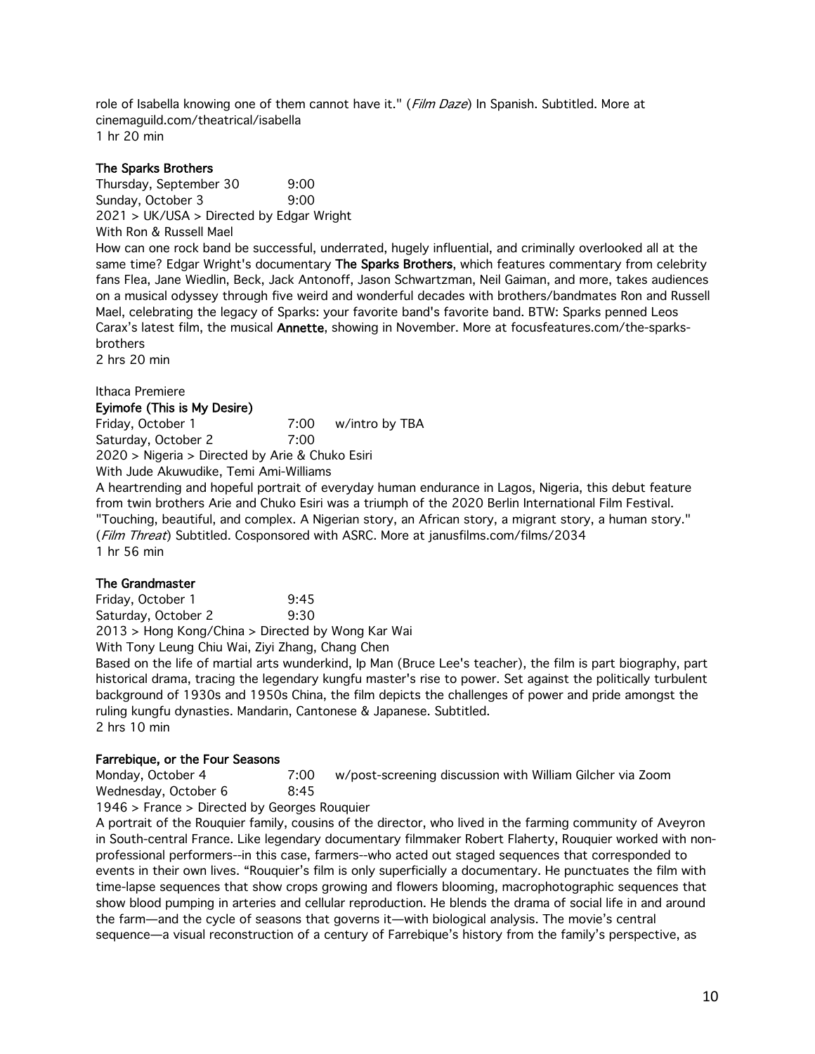role of Isabella knowing one of them cannot have it." (*Film Daze*) In Spanish. Subtitled. More at cinemaguild.com/theatrical/isabella
1 hr 20 min

**The Sparks Brothers**

Thursday, September 30 9:00
Sunday, October 3 9:00
2021 > UK/USA > Directed by Edgar Wright
With Ron & Russell Mael

How can one rock band be successful, underrated, hugely influential, and criminally overlooked all at the same time? Edgar Wright's documentary **The Sparks Brothers**, which features commentary from celebrity fans Flea, Jane Wiedlin, Beck, Jack Antonoff, Jason Schwartzman, Neil Gaiman, and more, takes audiences on a musical odyssey through five weird and wonderful decades with brothers/bandmates Ron and Russell Mael, celebrating the legacy of Sparks: your favorite band's favorite band. BTW: Sparks penned Leos Carax's latest film, the musical **Annette**, showing in November. More at focusfeatures.com/the-sparks-brothers
2 hrs 20 min

Ithaca Premiere
**Eyimofe (This is My Desire)**

Friday, October 1 7:00 w/intro by TBA
Saturday, October 2 7:00
2020 > Nigeria > Directed by Arie & Chuko Esiri
With Jude Akuwudike, Temi Ami-Williams

A heartrending and hopeful portrait of everyday human endurance in Lagos, Nigeria, this debut feature from twin brothers Arie and Chuko Esiri was a triumph of the 2020 Berlin International Film Festival. "Touching, beautiful, and complex. A Nigerian story, an African story, a migrant story, a human story." (*Film Threat*) Subtitled. Cosponsored with ASRC. More at janusfilms.com/films/2034
1 hr 56 min

**The Grandmaster**

Friday, October 1 9:45
Saturday, October 2 9:30
2013 > Hong Kong/China > Directed by Wong Kar Wai
With Tony Leung Chiu Wai, Ziyi Zhang, Chang Chen

Based on the life of martial arts wunderkind, Ip Man (Bruce Lee's teacher), the film is part biography, part historical drama, tracing the legendary kungfu master's rise to power. Set against the politically turbulent background of 1930s and 1950s China, the film depicts the challenges of power and pride amongst the ruling kungfu dynasties. Mandarin, Cantonese & Japanese. Subtitled.
2 hrs 10 min

**Farrebique, or the Four Seasons**

Monday, October 4 7:00 w/post-screening discussion with William Gilcher via Zoom
Wednesday, October 6 8:45
1946 > France > Directed by Georges Rouquier

A portrait of the Rouquier family, cousins of the director, who lived in the farming community of Aveyron in South-central France. Like legendary documentary filmmaker Robert Flaherty, Rouquier worked with non-professional performers--in this case, farmers--who acted out staged sequences that corresponded to events in their own lives. "Rouquier's film is only superficially a documentary. He punctuates the film with time-lapse sequences that show crops growing and flowers blooming, macrophotographic sequences that show blood pumping in arteries and cellular reproduction. He blends the drama of social life in and around the farm—and the cycle of seasons that governs it—with biological analysis. The movie's central sequence—a visual reconstruction of a century of Farrebique's history from the family's perspective, as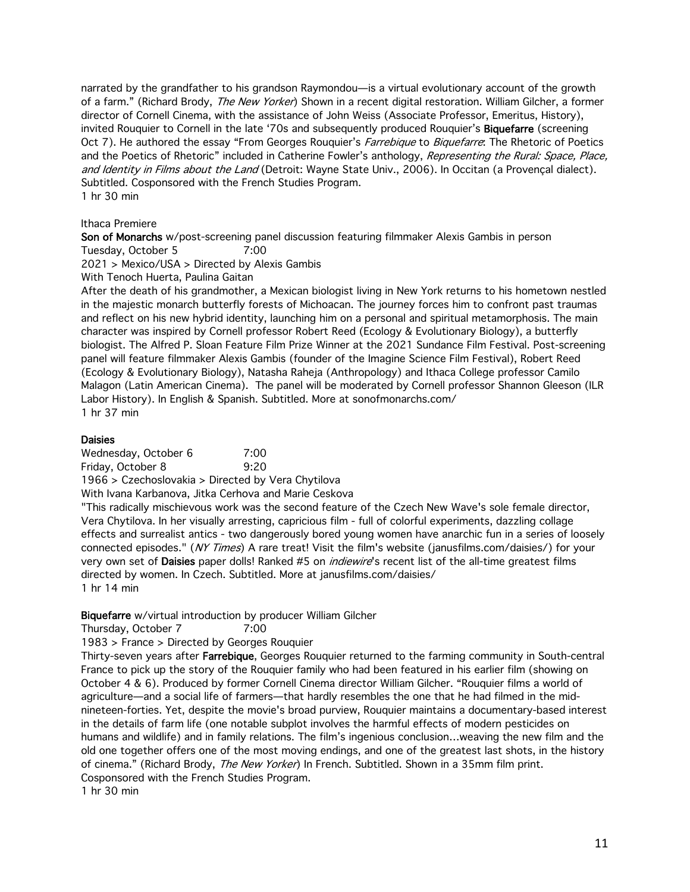narrated by the grandfather to his grandson Raymondou—is a virtual evolutionary account of the growth of a farm." (Richard Brody, *The New Yorker*) Shown in a recent digital restoration. William Gilcher, a former director of Cornell Cinema, with the assistance of John Weiss (Associate Professor, Emeritus, History), invited Rouquier to Cornell in the late '70s and subsequently produced Rouquier's **Biquefarre** (screening Oct 7). He authored the essay "From Georges Rouquier's *Farrebique* to *Biquefarre*: The Rhetoric of Poetics and the Poetics of Rhetoric" included in Catherine Fowler's anthology, *Representing the Rural: Space, Place, and Identity in Films about the Land* (Detroit: Wayne State Univ., 2006). In Occitan (a Provençal dialect). Subtitled. Cosponsored with the French Studies Program.
1 hr 30 min

Ithaca Premiere
**Son of Monarchs** w/post-screening panel discussion featuring filmmaker Alexis Gambis in person
Tuesday, October 5 7:00
2021 > Mexico/USA > Directed by Alexis Gambis
With Tenoch Huerta, Paulina Gaitan
After the death of his grandmother, a Mexican biologist living in New York returns to his hometown nestled in the majestic monarch butterfly forests of Michoacan. The journey forces him to confront past traumas and reflect on his new hybrid identity, launching him on a personal and spiritual metamorphosis. The main character was inspired by Cornell professor Robert Reed (Ecology & Evolutionary Biology), a butterfly biologist. The Alfred P. Sloan Feature Film Prize Winner at the 2021 Sundance Film Festival. Post-screening panel will feature filmmaker Alexis Gambis (founder of the Imagine Science Film Festival), Robert Reed (Ecology & Evolutionary Biology), Natasha Raheja (Anthropology) and Ithaca College professor Camilo Malagon (Latin American Cinema). The panel will be moderated by Cornell professor Shannon Gleeson (ILR Labor History). In English & Spanish. Subtitled. More at sonofmonarchs.com/
1 hr 37 min

**Daisies**
Wednesday, October 6 7:00
Friday, October 8 9:20
1966 > Czechoslovakia > Directed by Vera Chytilova
With Ivana Karbanova, Jitka Cerhova and Marie Ceskova
"This radically mischievous work was the second feature of the Czech New Wave's sole female director, Vera Chytilova. In her visually arresting, capricious film - full of colorful experiments, dazzling collage effects and surrealist antics - two dangerously bored young women have anarchic fun in a series of loosely connected episodes." (*NY Times*) A rare treat! Visit the film's website (janusfilms.com/daisies/) for your very own set of **Daisies** paper dolls! Ranked #5 on *indiewire*'s recent list of the all-time greatest films directed by women. In Czech. Subtitled. More at janusfilms.com/daisies/
1 hr 14 min

**Biquefarre** w/virtual introduction by producer William Gilcher
Thursday, October 7 7:00
1983 > France > Directed by Georges Rouquier
Thirty-seven years after **Farrebique**, Georges Rouquier returned to the farming community in South-central France to pick up the story of the Rouquier family who had been featured in his earlier film (showing on October 4 & 6). Produced by former Cornell Cinema director William Gilcher. "Rouquier films a world of agriculture—and a social life of farmers—that hardly resembles the one that he had filmed in the mid-nineteen-forties. Yet, despite the movie's broad purview, Rouquier maintains a documentary-based interest in the details of farm life (one notable subplot involves the harmful effects of modern pesticides on humans and wildlife) and in family relations. The film's ingenious conclusion…weaving the new film and the old one together offers one of the most moving endings, and one of the greatest last shots, in the history of cinema." (Richard Brody, *The New Yorker*) In French. Subtitled. Shown in a 35mm film print. Cosponsored with the French Studies Program.
1 hr 30 min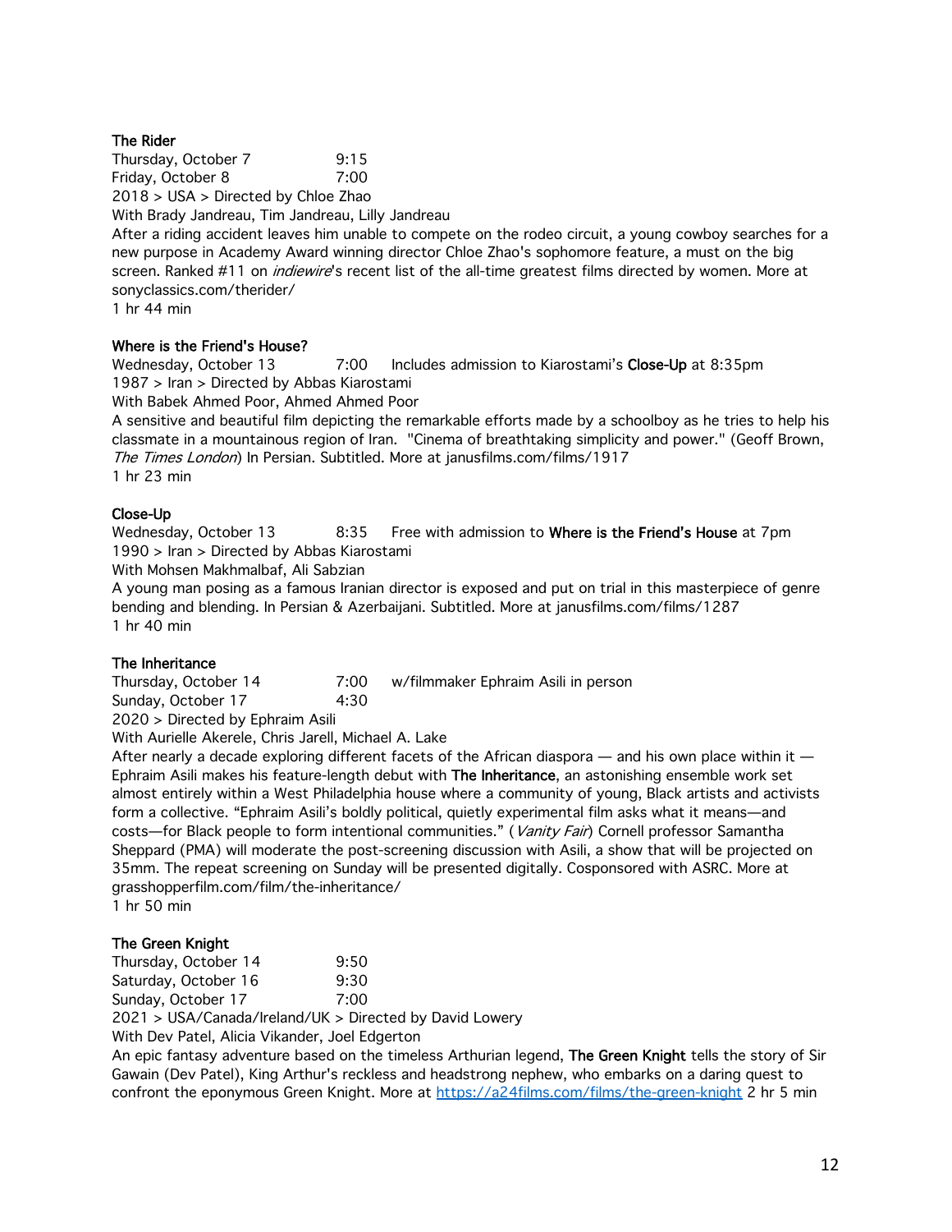### The Rider

Thursday, October 7 9:15
Friday, October 8 7:00
2018 > USA > Directed by Chloe Zhao
With Brady Jandreau, Tim Jandreau, Lilly Jandreau
After a riding accident leaves him unable to compete on the rodeo circuit, a young cowboy searches for a new purpose in Academy Award winning director Chloe Zhao's sophomore feature, a must on the big screen. Ranked #11 on *indiewire*'s recent list of the all-time greatest films directed by women. More at sonyclassics.com/therider/
1 hr 44 min

### Where is the Friend's House?

Wednesday, October 13 7:00 Includes admission to Kiarostami's **Close-Up** at 8:35pm
1987 > Iran > Directed by Abbas Kiarostami
With Babek Ahmed Poor, Ahmed Ahmed Poor
A sensitive and beautiful film depicting the remarkable efforts made by a schoolboy as he tries to help his classmate in a mountainous region of Iran. "Cinema of breathtaking simplicity and power." (Geoff Brown, *The Times London*) In Persian. Subtitled. More at janusfilms.com/films/1917
1 hr 23 min

### Close-Up

Wednesday, October 13 8:35 Free with admission to **Where is the Friend's House** at 7pm
1990 > Iran > Directed by Abbas Kiarostami
With Mohsen Makhmalbaf, Ali Sabzian
A young man posing as a famous Iranian director is exposed and put on trial in this masterpiece of genre bending and blending. In Persian & Azerbaijani. Subtitled. More at janusfilms.com/films/1287
1 hr 40 min

### The Inheritance

Thursday, October 14 7:00 w/filmmaker Ephraim Asili in person
Sunday, October 17 4:30
2020 > Directed by Ephraim Asili
With Aurielle Akerele, Chris Jarell, Michael A. Lake
After nearly a decade exploring different facets of the African diaspora — and his own place within it — Ephraim Asili makes his feature-length debut with **The Inheritance**, an astonishing ensemble work set almost entirely within a West Philadelphia house where a community of young, Black artists and activists form a collective. "Ephraim Asili's boldly political, quietly experimental film asks what it means—and costs—for Black people to form intentional communities." (*Vanity Fair*) Cornell professor Samantha Sheppard (PMA) will moderate the post-screening discussion with Asili, a show that will be projected on 35mm. The repeat screening on Sunday will be presented digitally. Cosponsored with ASRC. More at grasshopperfilm.com/film/the-inheritance/
1 hr 50 min

### The Green Knight

Thursday, October 14 9:50
Saturday, October 16 9:30
Sunday, October 17 7:00
2021 > USA/Canada/Ireland/UK > Directed by David Lowery
With Dev Patel, Alicia Vikander, Joel Edgerton
An epic fantasy adventure based on the timeless Arthurian legend, **The Green Knight** tells the story of Sir Gawain (Dev Patel), King Arthur's reckless and headstrong nephew, who embarks on a daring quest to confront the eponymous Green Knight. More at https://a24films.com/films/the-green-knight 2 hr 5 min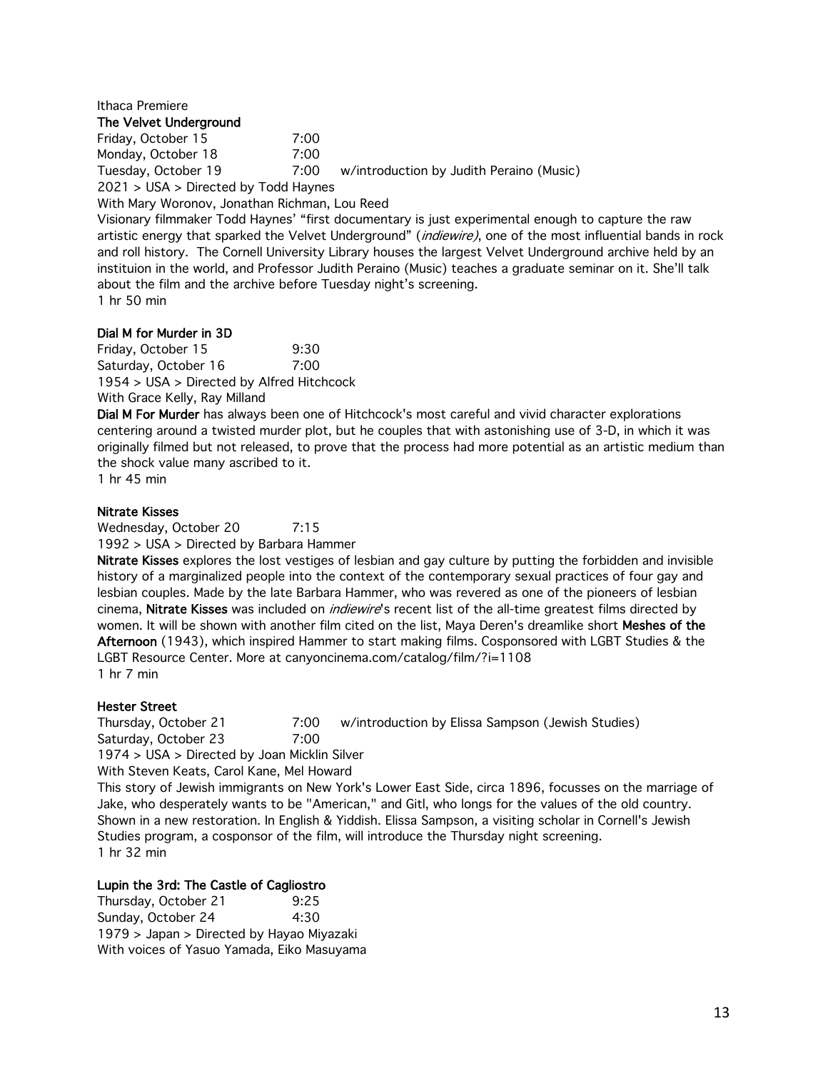Ithaca Premiere

**The Velvet Underground**

Friday, October 15 7:00
Monday, October 18 7:00
Tuesday, October 19 7:00 w/introduction by Judith Peraino (Music)

2021 > USA > Directed by Todd Haynes

With Mary Woronov, Jonathan Richman, Lou Reed

Visionary filmmaker Todd Haynes' "first documentary is just experimental enough to capture the raw artistic energy that sparked the Velvet Underground" (*indiewire)*, one of the most influential bands in rock and roll history. The Cornell University Library houses the largest Velvet Underground archive held by an instituion in the world, and Professor Judith Peraino (Music) teaches a graduate seminar on it. She'll talk about the film and the archive before Tuesday night's screening.

1 hr 50 min

**Dial M for Murder in 3D**

Friday, October 15 9:30
Saturday, October 16 7:00

1954 > USA > Directed by Alfred Hitchcock

With Grace Kelly, Ray Milland

**Dial M For Murder** has always been one of Hitchcock's most careful and vivid character explorations centering around a twisted murder plot, but he couples that with astonishing use of 3-D, in which it was originally filmed but not released, to prove that the process had more potential as an artistic medium than the shock value many ascribed to it.

1 hr 45 min

**Nitrate Kisses**

Wednesday, October 20 7:15

1992 > USA > Directed by Barbara Hammer

**Nitrate Kisses** explores the lost vestiges of lesbian and gay culture by putting the forbidden and invisible history of a marginalized people into the context of the contemporary sexual practices of four gay and lesbian couples. Made by the late Barbara Hammer, who was revered as one of the pioneers of lesbian cinema, **Nitrate Kisses** was included on *indiewire*'s recent list of the all-time greatest films directed by women. It will be shown with another film cited on the list, Maya Deren's dreamlike short **Meshes of the Afternoon** (1943), which inspired Hammer to start making films. Cosponsored with LGBT Studies & the LGBT Resource Center. More at canyoncinema.com/catalog/film/?i=1108

1 hr 7 min

**Hester Street**

Thursday, October 21 7:00 w/introduction by Elissa Sampson (Jewish Studies)
Saturday, October 23 7:00

1974 > USA > Directed by Joan Micklin Silver

With Steven Keats, Carol Kane, Mel Howard

This story of Jewish immigrants on New York's Lower East Side, circa 1896, focusses on the marriage of Jake, who desperately wants to be "American," and Gitl, who longs for the values of the old country. Shown in a new restoration. In English & Yiddish. Elissa Sampson, a visiting scholar in Cornell's Jewish Studies program, a cosponsor of the film, will introduce the Thursday night screening.

1 hr 32 min

**Lupin the 3rd: The Castle of Cagliostro**

Thursday, October 21 9:25
Sunday, October 24 4:30

1979 > Japan > Directed by Hayao Miyazaki

With voices of Yasuo Yamada, Eiko Masuyama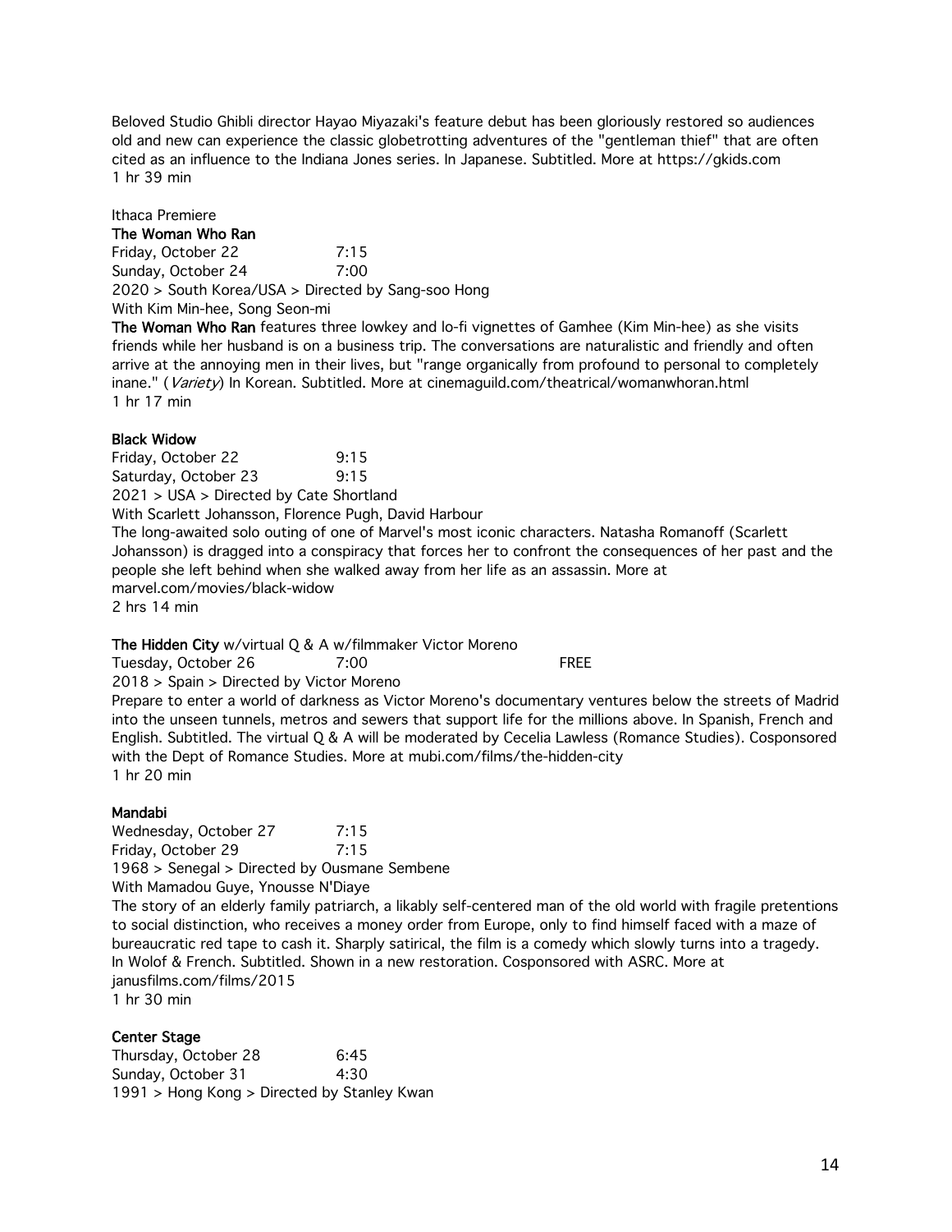Beloved Studio Ghibli director Hayao Miyazaki's feature debut has been gloriously restored so audiences old and new can experience the classic globetrotting adventures of the "gentleman thief" that are often cited as an influence to the Indiana Jones series. In Japanese. Subtitled. More at https://gkids.com
1 hr 39 min

Ithaca Premiere
**The Woman Who Ran**
Friday, October 22 7:15
Sunday, October 24 7:00
2020 > South Korea/USA > Directed by Sang-soo Hong
With Kim Min-hee, Song Seon-mi
**The Woman Who Ran** features three lowkey and lo-fi vignettes of Gamhee (Kim Min-hee) as she visits friends while her husband is on a business trip. The conversations are naturalistic and friendly and often arrive at the annoying men in their lives, but "range organically from profound to personal to completely inane." (*Variety*) In Korean. Subtitled. More at cinemaguild.com/theatrical/womanwhoran.html
1 hr 17 min

**Black Widow**
Friday, October 22 9:15
Saturday, October 23 9:15
2021 > USA > Directed by Cate Shortland
With Scarlett Johansson, Florence Pugh, David Harbour
The long-awaited solo outing of one of Marvel's most iconic characters. Natasha Romanoff (Scarlett Johansson) is dragged into a conspiracy that forces her to confront the consequences of her past and the people she left behind when she walked away from her life as an assassin. More at marvel.com/movies/black-widow
2 hrs 14 min

**The Hidden City** w/virtual Q & A w/filmmaker Victor Moreno
Tuesday, October 26 7:00 FREE
2018 > Spain > Directed by Victor Moreno
Prepare to enter a world of darkness as Victor Moreno's documentary ventures below the streets of Madrid into the unseen tunnels, metros and sewers that support life for the millions above. In Spanish, French and English. Subtitled. The virtual Q & A will be moderated by Cecelia Lawless (Romance Studies). Cosponsored with the Dept of Romance Studies. More at mubi.com/films/the-hidden-city
1 hr 20 min

**Mandabi**
Wednesday, October 27 7:15
Friday, October 29 7:15
1968 > Senegal > Directed by Ousmane Sembene
With Mamadou Guye, Ynousse N'Diaye
The story of an elderly family patriarch, a likably self-centered man of the old world with fragile pretentions to social distinction, who receives a money order from Europe, only to find himself faced with a maze of bureaucratic red tape to cash it. Sharply satirical, the film is a comedy which slowly turns into a tragedy. In Wolof & French. Subtitled. Shown in a new restoration. Cosponsored with ASRC. More at janusfilms.com/films/2015
1 hr 30 min

**Center Stage**
Thursday, October 28 6:45
Sunday, October 31 4:30
1991 > Hong Kong > Directed by Stanley Kwan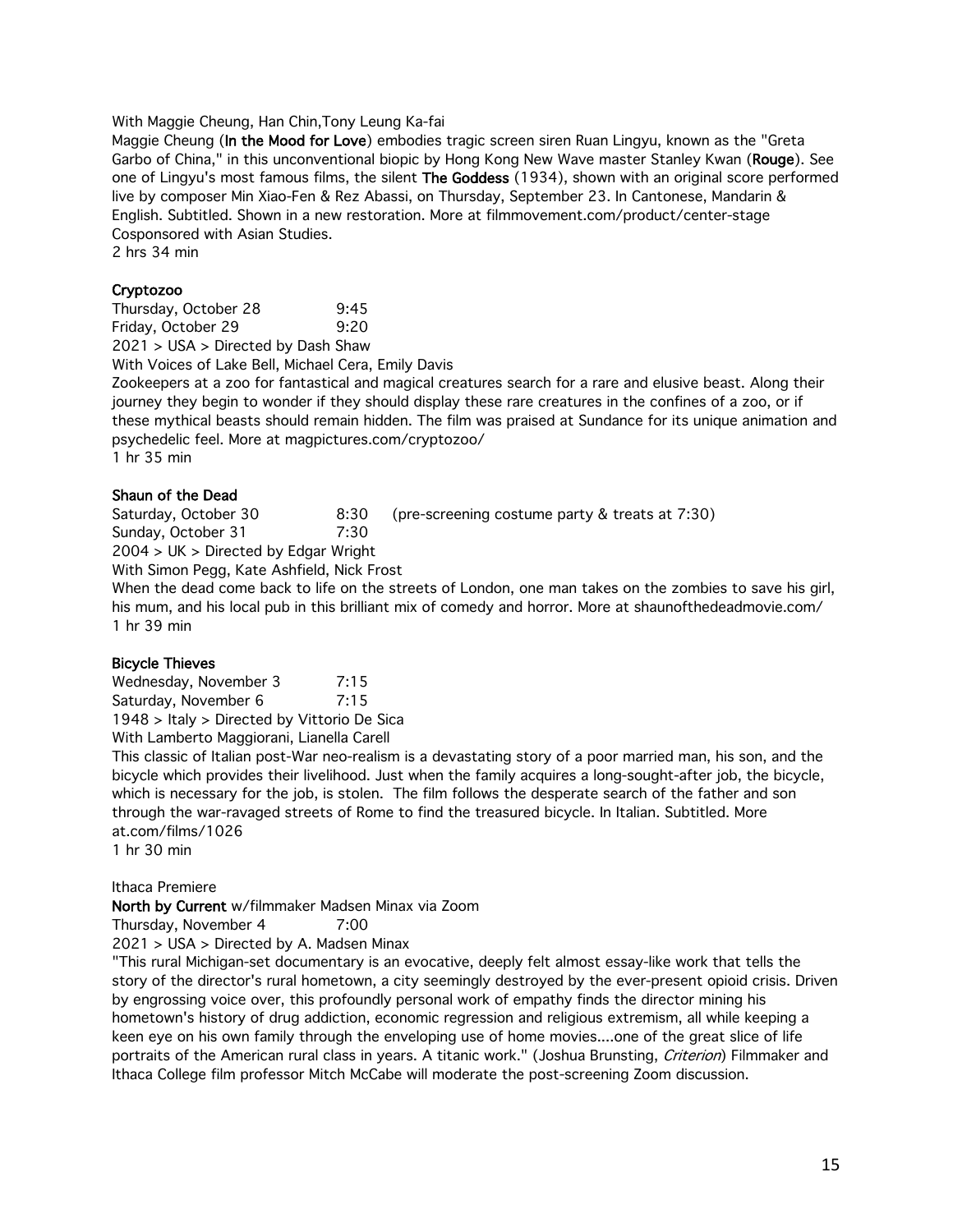With Maggie Cheung, Han Chin,Tony Leung Ka-fai

Maggie Cheung (**In the Mood for Love**) embodies tragic screen siren Ruan Lingyu, known as the "Greta Garbo of China," in this unconventional biopic by Hong Kong New Wave master Stanley Kwan (**Rouge**). See one of Lingyu's most famous films, the silent **The Goddess** (1934), shown with an original score performed live by composer Min Xiao-Fen & Rez Abassi, on Thursday, September 23. In Cantonese, Mandarin & English. Subtitled. Shown in a new restoration. More at filmmovement.com/product/center-stage

Cosponsored with Asian Studies.

2 hrs 34 min

**Cryptozoo**

Thursday, October 28 9:45
Friday, October 29 9:20

2021 > USA > Directed by Dash Shaw

With Voices of Lake Bell, Michael Cera, Emily Davis

Zookeepers at a zoo for fantastical and magical creatures search for a rare and elusive beast. Along their journey they begin to wonder if they should display these rare creatures in the confines of a zoo, or if these mythical beasts should remain hidden. The film was praised at Sundance for its unique animation and psychedelic feel. More at magpictures.com/cryptozoo/

1 hr 35 min

**Shaun of the Dead**

Saturday, October 30 8:30 (pre-screening costume party & treats at 7:30)
Sunday, October 31 7:30

2004 > UK > Directed by Edgar Wright

With Simon Pegg, Kate Ashfield, Nick Frost

When the dead come back to life on the streets of London, one man takes on the zombies to save his girl, his mum, and his local pub in this brilliant mix of comedy and horror. More at shaunofthedeadmovie.com/

1 hr 39 min

**Bicycle Thieves**

Wednesday, November 3 7:15
Saturday, November 6 7:15

1948 > Italy > Directed by Vittorio De Sica

With Lamberto Maggiorani, Lianella Carell

This classic of Italian post-War neo-realism is a devastating story of a poor married man, his son, and the bicycle which provides their livelihood. Just when the family acquires a long-sought-after job, the bicycle, which is necessary for the job, is stolen. The film follows the desperate search of the father and son through the war-ravaged streets of Rome to find the treasured bicycle. In Italian. Subtitled. More at.com/films/1026

1 hr 30 min

Ithaca Premiere

**North by Current** w/filmmaker Madsen Minax via Zoom

Thursday, November 4 7:00

2021 > USA > Directed by A. Madsen Minax

"This rural Michigan-set documentary is an evocative, deeply felt almost essay-like work that tells the story of the director's rural hometown, a city seemingly destroyed by the ever-present opioid crisis. Driven by engrossing voice over, this profoundly personal work of empathy finds the director mining his hometown's history of drug addiction, economic regression and religious extremism, all while keeping a keen eye on his own family through the enveloping use of home movies....one of the great slice of life portraits of the American rural class in years. A titanic work." (Joshua Brunsting, *Criterion*) Filmmaker and Ithaca College film professor Mitch McCabe will moderate the post-screening Zoom discussion.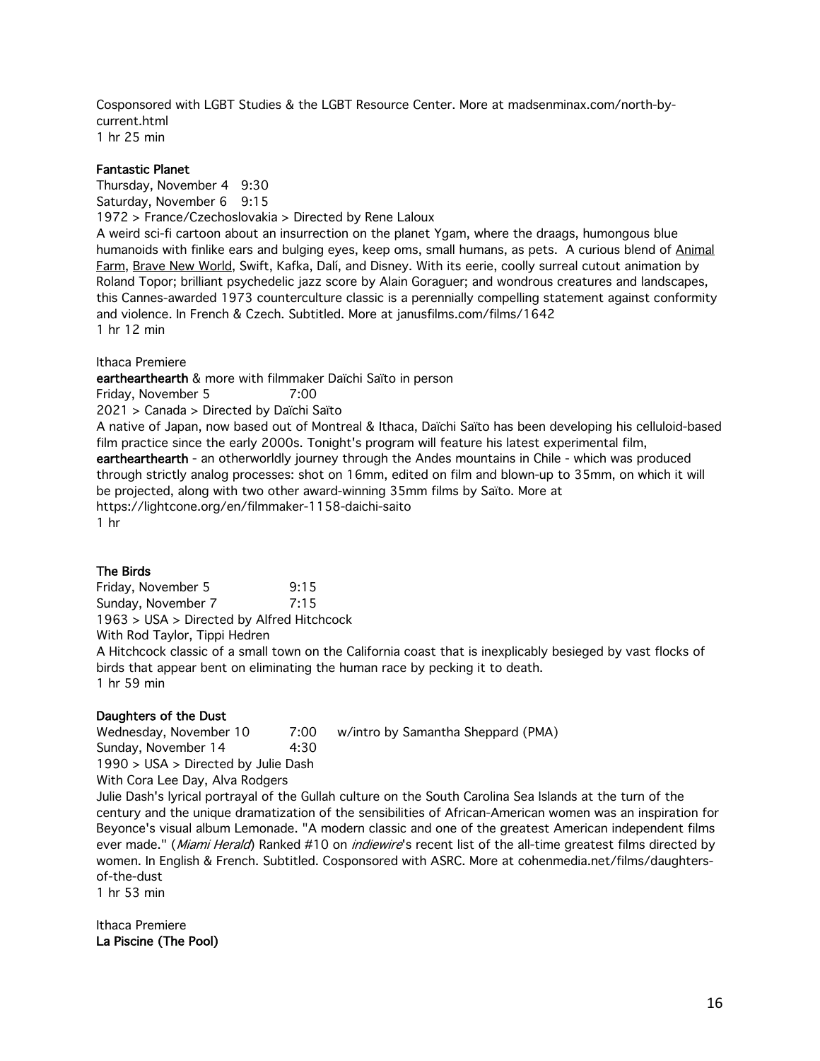Cosponsored with LGBT Studies & the LGBT Resource Center. More at madsenminax.com/north-by-current.html
1 hr 25 min

**Fantastic Planet**
Thursday, November 4 9:30
Saturday, November 6 9:15
1972 > France/Czechoslovakia > Directed by Rene Laloux
A weird sci-fi cartoon about an insurrection on the planet Ygam, where the draags, humongous blue humanoids with finlike ears and bulging eyes, keep oms, small humans, as pets. A curious blend of Animal Farm, Brave New World, Swift, Kafka, Dalí, and Disney. With its eerie, coolly surreal cutout animation by Roland Topor; brilliant psychedelic jazz score by Alain Goraguer; and wondrous creatures and landscapes, this Cannes-awarded 1973 counterculture classic is a perennially compelling statement against conformity and violence. In French & Czech. Subtitled. More at janusfilms.com/films/1642
1 hr 12 min

Ithaca Premiere
**earthearthearth** & more with filmmaker Daïchi Saïto in person
Friday, November 5 7:00
2021 > Canada > Directed by Daïchi Saïto
A native of Japan, now based out of Montreal & Ithaca, Daïchi Saïto has been developing his celluloid-based film practice since the early 2000s. Tonight's program will feature his latest experimental film, **earthearthearth** - an otherworldly journey through the Andes mountains in Chile - which was produced through strictly analog processes: shot on 16mm, edited on film and blown-up to 35mm, on which it will be projected, along with two other award-winning 35mm films by Saïto. More at https://lightcone.org/en/filmmaker-1158-daichi-saito
1 hr

**The Birds**
Friday, November 5 9:15
Sunday, November 7 7:15
1963 > USA > Directed by Alfred Hitchcock
With Rod Taylor, Tippi Hedren
A Hitchcock classic of a small town on the California coast that is inexplicably besieged by vast flocks of birds that appear bent on eliminating the human race by pecking it to death.
1 hr 59 min

**Daughters of the Dust**
Wednesday, November 10 7:00 w/intro by Samantha Sheppard (PMA)
Sunday, November 14 4:30
1990 > USA > Directed by Julie Dash
With Cora Lee Day, Alva Rodgers
Julie Dash's lyrical portrayal of the Gullah culture on the South Carolina Sea Islands at the turn of the century and the unique dramatization of the sensibilities of African-American women was an inspiration for Beyonce's visual album Lemonade. "A modern classic and one of the greatest American independent films ever made." (*Miami Herald*) Ranked #10 on *indiewire*'s recent list of the all-time greatest films directed by women. In English & French. Subtitled. Cosponsored with ASRC. More at cohenmedia.net/films/daughters-of-the-dust
1 hr 53 min

Ithaca Premiere
**La Piscine (The Pool)**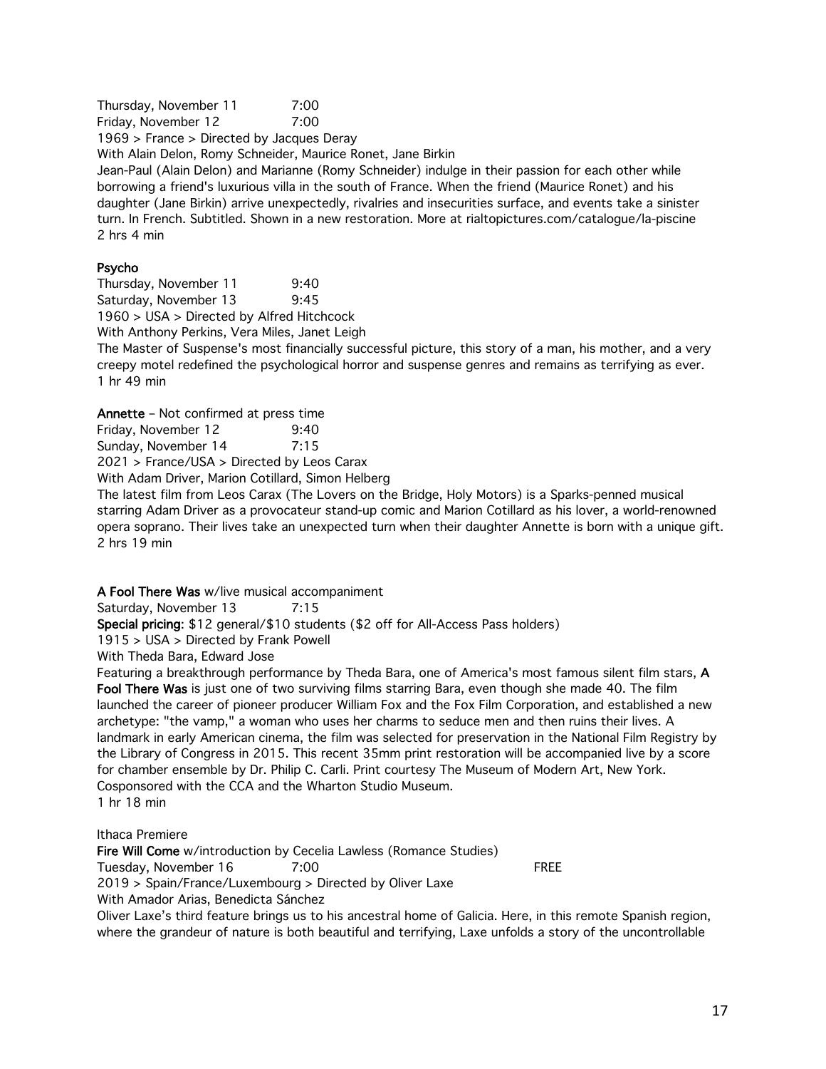Thursday, November 11 7:00
Friday, November 12 7:00
1969 > France > Directed by Jacques Deray
With Alain Delon, Romy Schneider, Maurice Ronet, Jane Birkin
Jean-Paul (Alain Delon) and Marianne (Romy Schneider) indulge in their passion for each other while borrowing a friend's luxurious villa in the south of France. When the friend (Maurice Ronet) and his daughter (Jane Birkin) arrive unexpectedly, rivalries and insecurities surface, and events take a sinister turn. In French. Subtitled. Shown in a new restoration. More at rialtopictures.com/catalogue/la-piscine
2 hrs 4 min

**Psycho**
Thursday, November 11 9:40
Saturday, November 13 9:45
1960 > USA > Directed by Alfred Hitchcock
With Anthony Perkins, Vera Miles, Janet Leigh
The Master of Suspense's most financially successful picture, this story of a man, his mother, and a very creepy motel redefined the psychological horror and suspense genres and remains as terrifying as ever.
1 hr 49 min

**Annette** – Not confirmed at press time
Friday, November 12 9:40
Sunday, November 14 7:15
2021 > France/USA > Directed by Leos Carax
With Adam Driver, Marion Cotillard, Simon Helberg
The latest film from Leos Carax (The Lovers on the Bridge, Holy Motors) is a Sparks-penned musical starring Adam Driver as a provocateur stand-up comic and Marion Cotillard as his lover, a world-renowned opera soprano. Their lives take an unexpected turn when their daughter Annette is born with a unique gift.
2 hrs 19 min

**A Fool There Was** w/live musical accompaniment
Saturday, November 13 7:15
**Special pricing**: $12 general/$10 students ($2 off for All-Access Pass holders)
1915 > USA > Directed by Frank Powell
With Theda Bara, Edward Jose
Featuring a breakthrough performance by Theda Bara, one of America's most famous silent film stars, **A Fool There Was** is just one of two surviving films starring Bara, even though she made 40. The film launched the career of pioneer producer William Fox and the Fox Film Corporation, and established a new archetype: "the vamp," a woman who uses her charms to seduce men and then ruins their lives. A landmark in early American cinema, the film was selected for preservation in the National Film Registry by the Library of Congress in 2015. This recent 35mm print restoration will be accompanied live by a score for chamber ensemble by Dr. Philip C. Carli. Print courtesy The Museum of Modern Art, New York. Cosponsored with the CCA and the Wharton Studio Museum.
1 hr 18 min

Ithaca Premiere
**Fire Will Come** w/introduction by Cecelia Lawless (Romance Studies)
Tuesday, November 16 7:00 FREE
2019 > Spain/France/Luxembourg > Directed by Oliver Laxe
With Amador Arias, Benedicta Sánchez
Oliver Laxe's third feature brings us to his ancestral home of Galicia. Here, in this remote Spanish region, where the grandeur of nature is both beautiful and terrifying, Laxe unfolds a story of the uncontrollable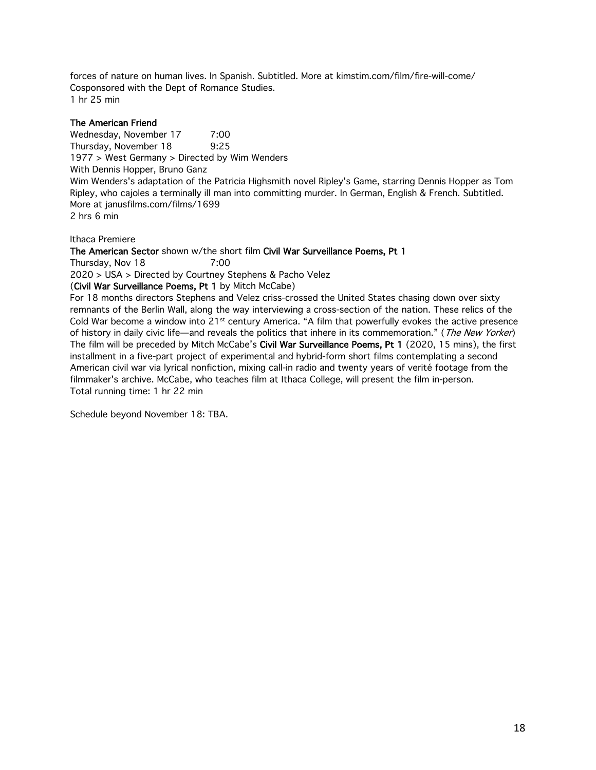forces of nature on human lives. In Spanish. Subtitled. More at kimstim.com/film/fire-will-come/
Cosponsored with the Dept of Romance Studies.
1 hr 25 min

**The American Friend**
Wednesday, November 17 7:00
Thursday, November 18 9:25
1977 > West Germany > Directed by Wim Wenders
With Dennis Hopper, Bruno Ganz
Wim Wenders's adaptation of the Patricia Highsmith novel Ripley's Game, starring Dennis Hopper as Tom Ripley, who cajoles a terminally ill man into committing murder. In German, English & French. Subtitled.
More at janusfilms.com/films/1699
2 hrs 6 min

Ithaca Premiere
**The American Sector** shown w/the short film **Civil War Surveillance Poems, Pt 1**
Thursday, Nov 18 7:00
2020 > USA > Directed by Courtney Stephens & Pacho Velez
(**Civil War Surveillance Poems, Pt 1** by Mitch McCabe)
For 18 months directors Stephens and Velez criss-crossed the United States chasing down over sixty remnants of the Berlin Wall, along the way interviewing a cross-section of the nation. These relics of the Cold War become a window into 21st century America. "A film that powerfully evokes the active presence of history in daily civic life—and reveals the politics that inhere in its commemoration." (*The New Yorker*)
The film will be preceded by Mitch McCabe's **Civil War Surveillance Poems, Pt 1** (2020, 15 mins), the first installment in a five-part project of experimental and hybrid-form short films contemplating a second American civil war via lyrical nonfiction, mixing call-in radio and twenty years of verité footage from the filmmaker's archive. McCabe, who teaches film at Ithaca College, will present the film in-person.
Total running time: 1 hr 22 min

Schedule beyond November 18: TBA.